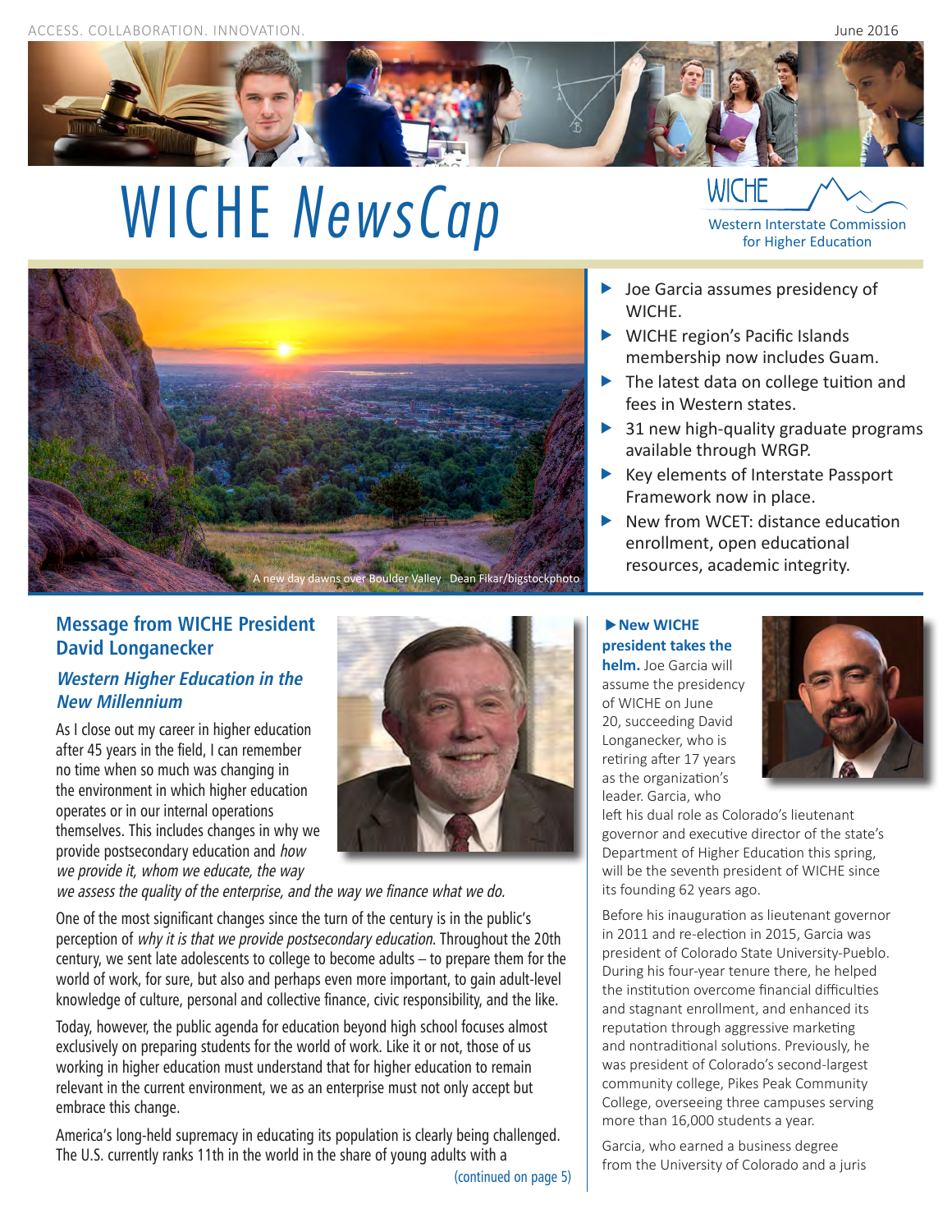ACCESS. COLLABORATION. INNOVATION.

June 2016

# WICHE *NewsCap*

WICHE — Western Interstate Commission for Higher Education

A new day dawns over Boulder Valley Dean Fikar/bigstockphoto

- Joe Garcia assumes presidency of WICHE.
- WICHE region's Pacific Islands membership now includes Guam.
- The latest data on college tuition and fees in Western states.
- 31 new high-quality graduate programs available through WRGP.
- Key elements of Interstate Passport Framework now in place.
- New from WCET: distance education enrollment, open educational resources, academic integrity.

## Message from WICHE President David Longanecker

### *Western Higher Education in the New Millennium*

As I close out my career in higher education after 45 years in the field, I can remember no time when so much was changing in the environment in which higher education operates or in our internal operations themselves. This includes changes in why we provide postsecondary education and *how we provide it, whom we educate, the way we assess the quality of the enterprise, and the way we finance what we do.*

One of the most significant changes since the turn of the century is in the public's perception of *why it is that we provide postsecondary education*. Throughout the 20th century, we sent late adolescents to college to become adults – to prepare them for the world of work, for sure, but also and perhaps even more important, to gain adult-level knowledge of culture, personal and collective finance, civic responsibility, and the like.

Today, however, the public agenda for education beyond high school focuses almost exclusively on preparing students for the world of work. Like it or not, those of us working in higher education must understand that for higher education to remain relevant in the current environment, we as an enterprise must not only accept but embrace this change.

America's long-held supremacy in educating its population is clearly being challenged. The U.S. currently ranks 11th in the world in the share of young adults with a

(continued on page 5)

**▶New WICHE president takes the helm.** Joe Garcia will assume the presidency of WICHE on June 20, succeeding David Longanecker, who is retiring after 17 years as the organization's leader. Garcia, who left his dual role as Colorado's lieutenant governor and executive director of the state's Department of Higher Education this spring, will be the seventh president of WICHE since its founding 62 years ago.

Before his inauguration as lieutenant governor in 2011 and re-election in 2015, Garcia was president of Colorado State University-Pueblo. During his four-year tenure there, he helped the institution overcome financial difficulties and stagnant enrollment, and enhanced its reputation through aggressive marketing and nontraditional solutions. Previously, he was president of Colorado's second-largest community college, Pikes Peak Community College, overseeing three campuses serving more than 16,000 students a year.

Garcia, who earned a business degree from the University of Colorado and a juris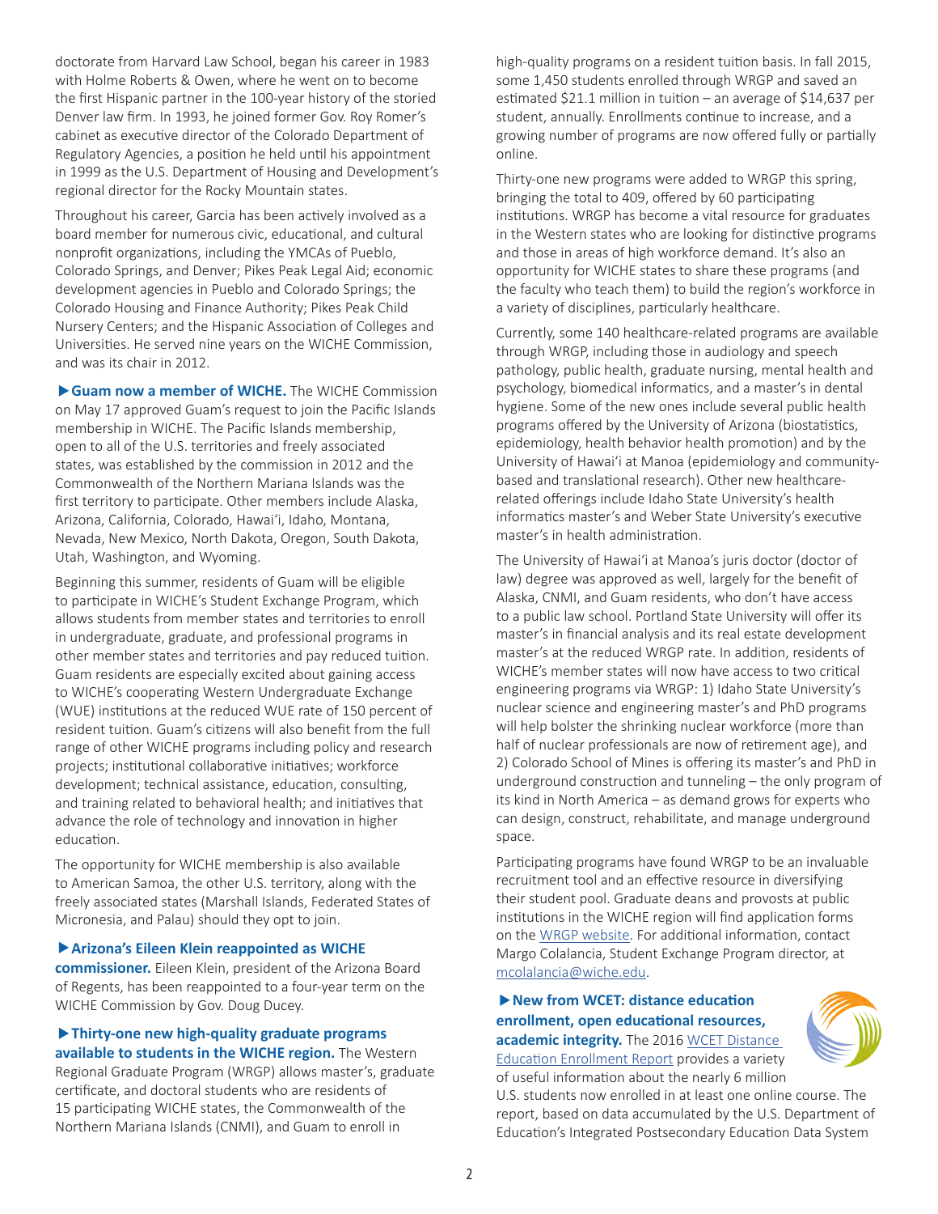doctorate from Harvard Law School, began his career in 1983 with Holme Roberts & Owen, where he went on to become the first Hispanic partner in the 100-year history of the storied Denver law firm. In 1993, he joined former Gov. Roy Romer's cabinet as executive director of the Colorado Department of Regulatory Agencies, a position he held until his appointment in 1999 as the U.S. Department of Housing and Development's regional director for the Rocky Mountain states.

Throughout his career, Garcia has been actively involved as a board member for numerous civic, educational, and cultural nonprofit organizations, including the YMCAs of Pueblo, Colorado Springs, and Denver; Pikes Peak Legal Aid; economic development agencies in Pueblo and Colorado Springs; the Colorado Housing and Finance Authority; Pikes Peak Child Nursery Centers; and the Hispanic Association of Colleges and Universities. He served nine years on the WICHE Commission, and was its chair in 2012.

**▶Guam now a member of WICHE.** The WICHE Commission on May 17 approved Guam's request to join the Pacific Islands membership in WICHE. The Pacific Islands membership, open to all of the U.S. territories and freely associated states, was established by the commission in 2012 and the Commonwealth of the Northern Mariana Islands was the first territory to participate. Other members include Alaska, Arizona, California, Colorado, Hawai'i, Idaho, Montana, Nevada, New Mexico, North Dakota, Oregon, South Dakota, Utah, Washington, and Wyoming.

Beginning this summer, residents of Guam will be eligible to participate in WICHE's Student Exchange Program, which allows students from member states and territories to enroll in undergraduate, graduate, and professional programs in other member states and territories and pay reduced tuition. Guam residents are especially excited about gaining access to WICHE's cooperating Western Undergraduate Exchange (WUE) institutions at the reduced WUE rate of 150 percent of resident tuition. Guam's citizens will also benefit from the full range of other WICHE programs including policy and research projects; institutional collaborative initiatives; workforce development; technical assistance, education, consulting, and training related to behavioral health; and initiatives that advance the role of technology and innovation in higher education.

The opportunity for WICHE membership is also available to American Samoa, the other U.S. territory, along with the freely associated states (Marshall Islands, Federated States of Micronesia, and Palau) should they opt to join.

**▶Arizona's Eileen Klein reappointed as WICHE commissioner.** Eileen Klein, president of the Arizona Board of Regents, has been reappointed to a four-year term on the WICHE Commission by Gov. Doug Ducey.

**▶Thirty-one new high-quality graduate programs available to students in the WICHE region.** The Western Regional Graduate Program (WRGP) allows master's, graduate certificate, and doctoral students who are residents of 15 participating WICHE states, the Commonwealth of the Northern Mariana Islands (CNMI), and Guam to enroll in high-quality programs on a resident tuition basis. In fall 2015, some 1,450 students enrolled through WRGP and saved an estimated $21.1 million in tuition – an average of $14,637 per student, annually. Enrollments continue to increase, and a growing number of programs are now offered fully or partially online.

Thirty-one new programs were added to WRGP this spring, bringing the total to 409, offered by 60 participating institutions. WRGP has become a vital resource for graduates in the Western states who are looking for distinctive programs and those in areas of high workforce demand. It's also an opportunity for WICHE states to share these programs (and the faculty who teach them) to build the region's workforce in a variety of disciplines, particularly healthcare.

Currently, some 140 healthcare-related programs are available through WRGP, including those in audiology and speech pathology, public health, graduate nursing, mental health and psychology, biomedical informatics, and a master's in dental hygiene. Some of the new ones include several public health programs offered by the University of Arizona (biostatistics, epidemiology, health behavior health promotion) and by the University of Hawai'i at Manoa (epidemiology and community-based and translational research). Other new healthcare-related offerings include Idaho State University's health informatics master's and Weber State University's executive master's in health administration.

The University of Hawai'i at Manoa's juris doctor (doctor of law) degree was approved as well, largely for the benefit of Alaska, CNMI, and Guam residents, who don't have access to a public law school. Portland State University will offer its master's in financial analysis and its real estate development master's at the reduced WRGP rate. In addition, residents of WICHE's member states will now have access to two critical engineering programs via WRGP: 1) Idaho State University's nuclear science and engineering master's and PhD programs will help bolster the shrinking nuclear workforce (more than half of nuclear professionals are now of retirement age), and 2) Colorado School of Mines is offering its master's and PhD in underground construction and tunneling – the only program of its kind in North America – as demand grows for experts who can design, construct, rehabilitate, and manage underground space.

Participating programs have found WRGP to be an invaluable recruitment tool and an effective resource in diversifying their student pool. Graduate deans and provosts at public institutions in the WICHE region will find application forms on the WRGP website. For additional information, contact Margo Colalancia, Student Exchange Program director, at mcolalancia@wiche.edu.

**▶New from WCET: distance education enrollment, open educational resources, academic integrity.** The 2016 WCET Distance Education Enrollment Report provides a variety of useful information about the nearly 6 million U.S. students now enrolled in at least one online course. The report, based on data accumulated by the U.S. Department of Education's Integrated Postsecondary Education Data System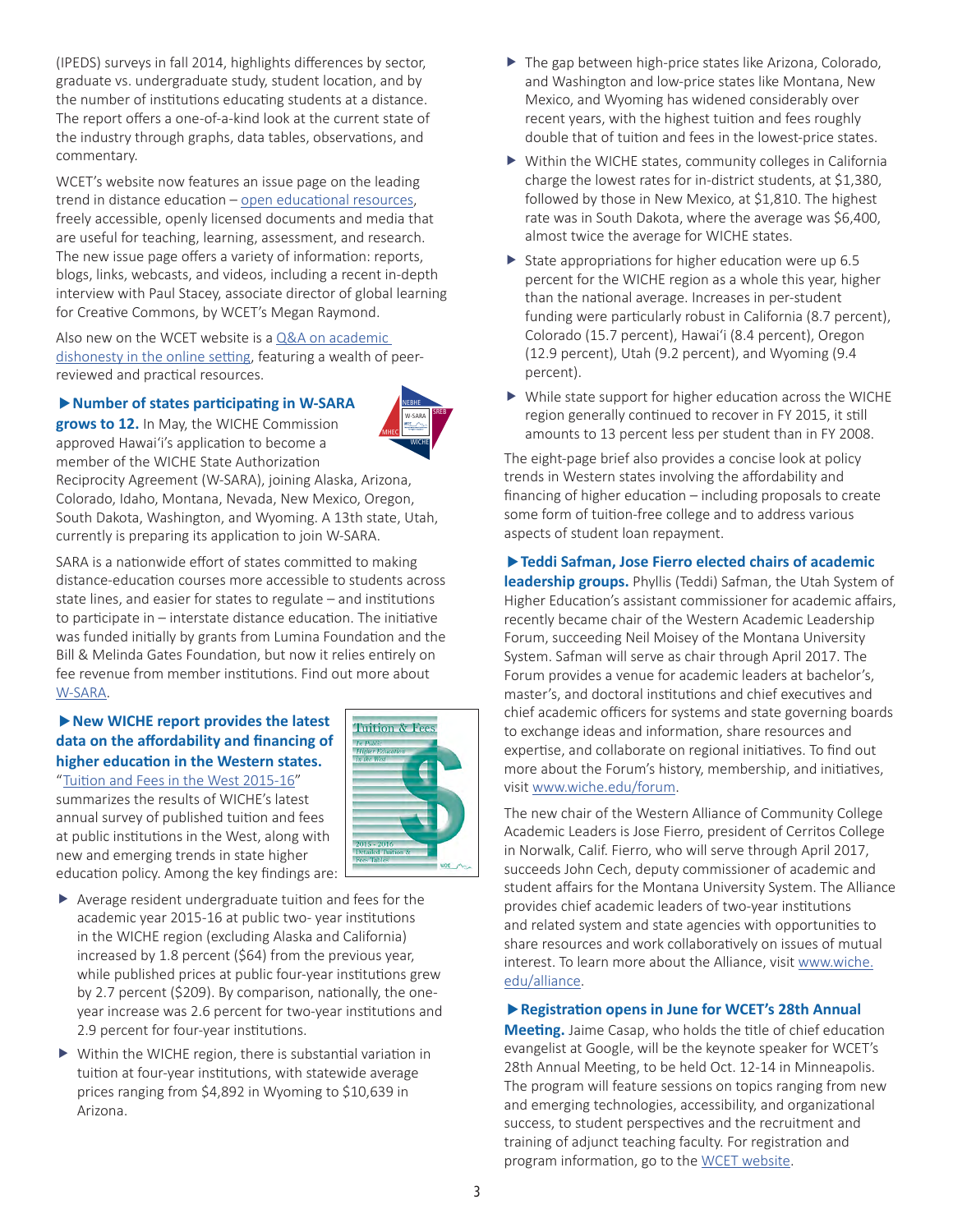(IPEDS) surveys in fall 2014, highlights differences by sector, graduate vs. undergraduate study, student location, and by the number of institutions educating students at a distance. The report offers a one-of-a-kind look at the current state of the industry through graphs, data tables, observations, and commentary.

WCET's website now features an issue page on the leading trend in distance education – open educational resources, freely accessible, openly licensed documents and media that are useful for teaching, learning, assessment, and research. The new issue page offers a variety of information: reports, blogs, links, webcasts, and videos, including a recent in-depth interview with Paul Stacey, associate director of global learning for Creative Commons, by WCET's Megan Raymond.

Also new on the WCET website is a Q&A on academic dishonesty in the online setting, featuring a wealth of peer-reviewed and practical resources.

**▶Number of states participating in W-SARA grows to 12.** In May, the WICHE Commission approved Hawai'i's application to become a member of the WICHE State Authorization Reciprocity Agreement (W-SARA), joining Alaska, Arizona, Colorado, Idaho, Montana, Nevada, New Mexico, Oregon, South Dakota, Washington, and Wyoming. A 13th state, Utah, currently is preparing its application to join W-SARA.

SARA is a nationwide effort of states committed to making distance-education courses more accessible to students across state lines, and easier for states to regulate – and institutions to participate in – interstate distance education. The initiative was funded initially by grants from Lumina Foundation and the Bill & Melinda Gates Foundation, but now it relies entirely on fee revenue from member institutions. Find out more about W-SARA.

**▶New WICHE report provides the latest data on the affordability and financing of higher education in the Western states.** "Tuition and Fees in the West 2015-16" summarizes the results of WICHE's latest annual survey of published tuition and fees at public institutions in the West, along with new and emerging trends in state higher education policy. Among the key findings are:

- Average resident undergraduate tuition and fees for the academic year 2015-16 at public two- year institutions in the WICHE region (excluding Alaska and California) increased by 1.8 percent ($64) from the previous year, while published prices at public four-year institutions grew by 2.7 percent ($209). By comparison, nationally, the one-year increase was 2.6 percent for two-year institutions and 2.9 percent for four-year institutions.
- Within the WICHE region, there is substantial variation in tuition at four-year institutions, with statewide average prices ranging from $4,892 in Wyoming to $10,639 in Arizona.
- The gap between high-price states like Arizona, Colorado, and Washington and low-price states like Montana, New Mexico, and Wyoming has widened considerably over recent years, with the highest tuition and fees roughly double that of tuition and fees in the lowest-price states.
- Within the WICHE states, community colleges in California charge the lowest rates for in-district students, at $1,380, followed by those in New Mexico, at $1,810. The highest rate was in South Dakota, where the average was $6,400, almost twice the average for WICHE states.
- State appropriations for higher education were up 6.5 percent for the WICHE region as a whole this year, higher than the national average. Increases in per-student funding were particularly robust in California (8.7 percent), Colorado (15.7 percent), Hawai'i (8.4 percent), Oregon (12.9 percent), Utah (9.2 percent), and Wyoming (9.4 percent).
- While state support for higher education across the WICHE region generally continued to recover in FY 2015, it still amounts to 13 percent less per student than in FY 2008.

The eight-page brief also provides a concise look at policy trends in Western states involving the affordability and financing of higher education – including proposals to create some form of tuition-free college and to address various aspects of student loan repayment.

**▶Teddi Safman, Jose Fierro elected chairs of academic leadership groups.** Phyllis (Teddi) Safman, the Utah System of Higher Education's assistant commissioner for academic affairs, recently became chair of the Western Academic Leadership Forum, succeeding Neil Moisey of the Montana University System. Safman will serve as chair through April 2017. The Forum provides a venue for academic leaders at bachelor's, master's, and doctoral institutions and chief executives and chief academic officers for systems and state governing boards to exchange ideas and information, share resources and expertise, and collaborate on regional initiatives. To find out more about the Forum's history, membership, and initiatives, visit www.wiche.edu/forum.

The new chair of the Western Alliance of Community College Academic Leaders is Jose Fierro, president of Cerritos College in Norwalk, Calif. Fierro, who will serve through April 2017, succeeds John Cech, deputy commissioner of academic and student affairs for the Montana University System. The Alliance provides chief academic leaders of two-year institutions and related system and state agencies with opportunities to share resources and work collaboratively on issues of mutual interest. To learn more about the Alliance, visit www.wiche.edu/alliance.

**▶Registration opens in June for WCET's 28th Annual Meeting.** Jaime Casap, who holds the title of chief education evangelist at Google, will be the keynote speaker for WCET's 28th Annual Meeting, to be held Oct. 12-14 in Minneapolis. The program will feature sessions on topics ranging from new and emerging technologies, accessibility, and organizational success, to student perspectives and the recruitment and training of adjunct teaching faculty. For registration and program information, go to the WCET website.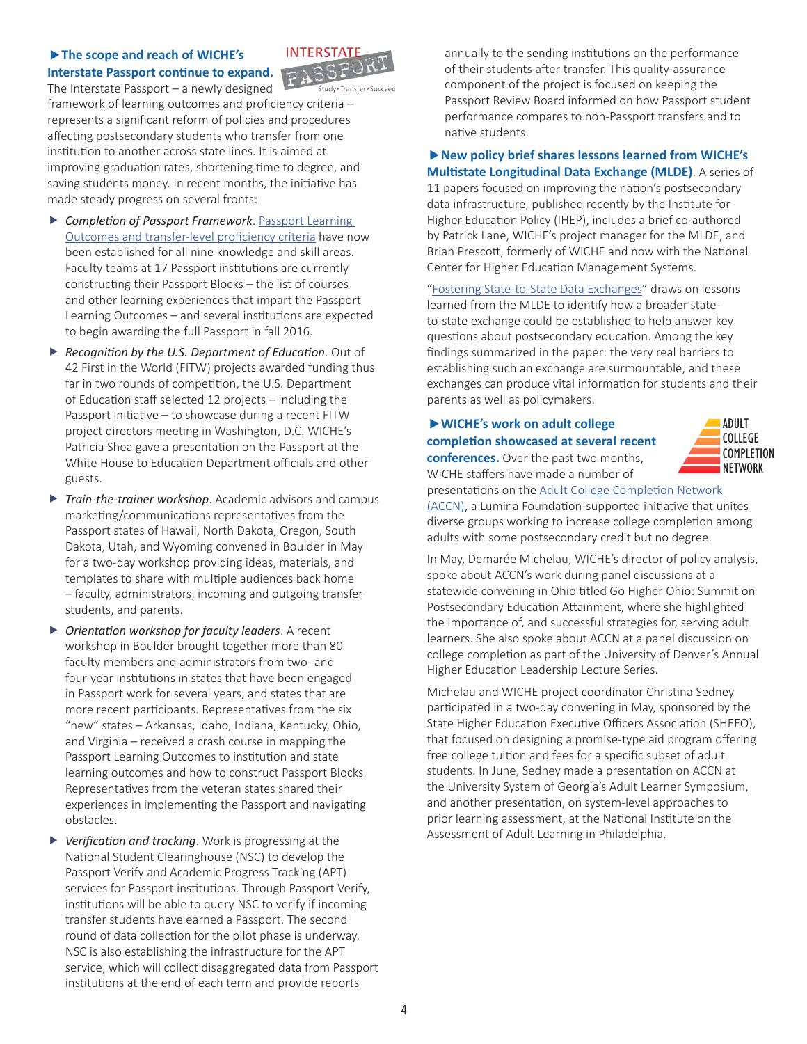**▶The scope and reach of WICHE's Interstate Passport continue to expand.** The Interstate Passport – a newly designed framework of learning outcomes and proficiency criteria – represents a significant reform of policies and procedures affecting postsecondary students who transfer from one institution to another across state lines. It is aimed at improving graduation rates, shortening time to degree, and saving students money. In recent months, the initiative has made steady progress on several fronts:

- *Completion of Passport Framework*. Passport Learning Outcomes and transfer-level proficiency criteria have now been established for all nine knowledge and skill areas. Faculty teams at 17 Passport institutions are currently constructing their Passport Blocks – the list of courses and other learning experiences that impart the Passport Learning Outcomes – and several institutions are expected to begin awarding the full Passport in fall 2016.
- *Recognition by the U.S. Department of Education*. Out of 42 First in the World (FITW) projects awarded funding thus far in two rounds of competition, the U.S. Department of Education staff selected 12 projects – including the Passport initiative – to showcase during a recent FITW project directors meeting in Washington, D.C. WICHE's Patricia Shea gave a presentation on the Passport at the White House to Education Department officials and other guests.
- *Train-the-trainer workshop*. Academic advisors and campus marketing/communications representatives from the Passport states of Hawaii, North Dakota, Oregon, South Dakota, Utah, and Wyoming convened in Boulder in May for a two-day workshop providing ideas, materials, and templates to share with multiple audiences back home – faculty, administrators, incoming and outgoing transfer students, and parents.
- *Orientation workshop for faculty leaders*. A recent workshop in Boulder brought together more than 80 faculty members and administrators from two- and four-year institutions in states that have been engaged in Passport work for several years, and states that are more recent participants. Representatives from the six "new" states – Arkansas, Idaho, Indiana, Kentucky, Ohio, and Virginia – received a crash course in mapping the Passport Learning Outcomes to institution and state learning outcomes and how to construct Passport Blocks. Representatives from the veteran states shared their experiences in implementing the Passport and navigating obstacles.
- *Verification and tracking*. Work is progressing at the National Student Clearinghouse (NSC) to develop the Passport Verify and Academic Progress Tracking (APT) services for Passport institutions. Through Passport Verify, institutions will be able to query NSC to verify if incoming transfer students have earned a Passport. The second round of data collection for the pilot phase is underway. NSC is also establishing the infrastructure for the APT service, which will collect disaggregated data from Passport institutions at the end of each term and provide reports annually to the sending institutions on the performance of their students after transfer. This quality-assurance component of the project is focused on keeping the Passport Review Board informed on how Passport student performance compares to non-Passport transfers and to native students.

**▶New policy brief shares lessons learned from WICHE's Multistate Longitudinal Data Exchange (MLDE)**. A series of 11 papers focused on improving the nation's postsecondary data infrastructure, published recently by the Institute for Higher Education Policy (IHEP), includes a brief co-authored by Patrick Lane, WICHE's project manager for the MLDE, and Brian Prescott, formerly of WICHE and now with the National Center for Higher Education Management Systems.

"Fostering State-to-State Data Exchanges" draws on lessons learned from the MLDE to identify how a broader state-to-state exchange could be established to help answer key questions about postsecondary education. Among the key findings summarized in the paper: the very real barriers to establishing such an exchange are surmountable, and these exchanges can produce vital information for students and their parents as well as policymakers.

**▶WICHE's work on adult college completion showcased at several recent conferences.** Over the past two months, WICHE staffers have made a number of presentations on the Adult College Completion Network (ACCN), a Lumina Foundation-supported initiative that unites diverse groups working to increase college completion among adults with some postsecondary credit but no degree.

In May, Demarée Michelau, WICHE's director of policy analysis, spoke about ACCN's work during panel discussions at a statewide convening in Ohio titled Go Higher Ohio: Summit on Postsecondary Education Attainment, where she highlighted the importance of, and successful strategies for, serving adult learners. She also spoke about ACCN at a panel discussion on college completion as part of the University of Denver's Annual Higher Education Leadership Lecture Series.

Michelau and WICHE project coordinator Christina Sedney participated in a two-day convening in May, sponsored by the State Higher Education Executive Officers Association (SHEEO), that focused on designing a promise-type aid program offering free college tuition and fees for a specific subset of adult students. In June, Sedney made a presentation on ACCN at the University System of Georgia's Adult Learner Symposium, and another presentation, on system-level approaches to prior learning assessment, at the National Institute on the Assessment of Adult Learning in Philadelphia.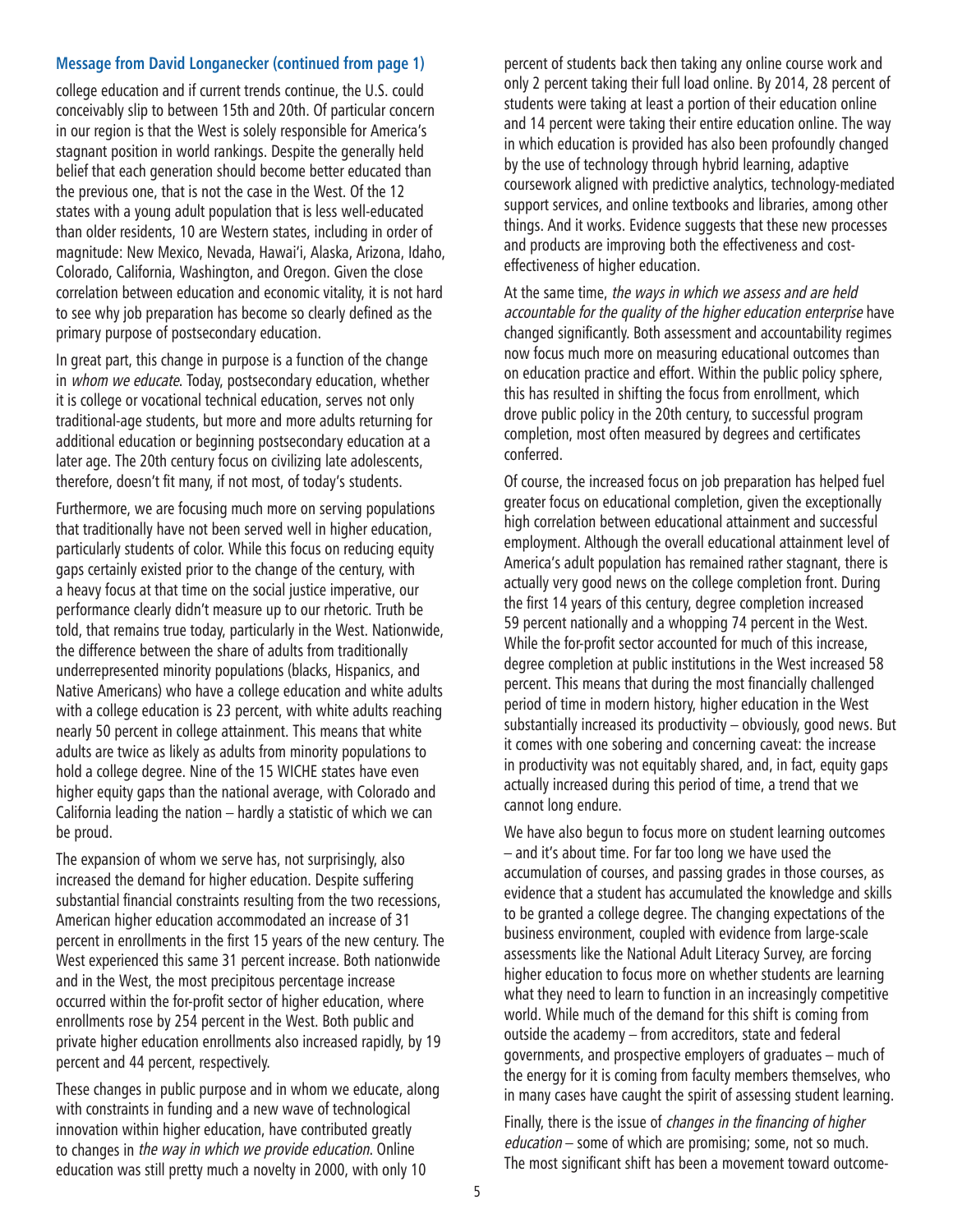### Message from David Longanecker (continued from page 1)

college education and if current trends continue, the U.S. could conceivably slip to between 15th and 20th. Of particular concern in our region is that the West is solely responsible for America's stagnant position in world rankings. Despite the generally held belief that each generation should become better educated than the previous one, that is not the case in the West. Of the 12 states with a young adult population that is less well-educated than older residents, 10 are Western states, including in order of magnitude: New Mexico, Nevada, Hawai'i, Alaska, Arizona, Idaho, Colorado, California, Washington, and Oregon. Given the close correlation between education and economic vitality, it is not hard to see why job preparation has become so clearly defined as the primary purpose of postsecondary education.

In great part, this change in purpose is a function of the change in *whom we educate*. Today, postsecondary education, whether it is college or vocational technical education, serves not only traditional-age students, but more and more adults returning for additional education or beginning postsecondary education at a later age. The 20th century focus on civilizing late adolescents, therefore, doesn't fit many, if not most, of today's students.

Furthermore, we are focusing much more on serving populations that traditionally have not been served well in higher education, particularly students of color. While this focus on reducing equity gaps certainly existed prior to the change of the century, with a heavy focus at that time on the social justice imperative, our performance clearly didn't measure up to our rhetoric. Truth be told, that remains true today, particularly in the West. Nationwide, the difference between the share of adults from traditionally underrepresented minority populations (blacks, Hispanics, and Native Americans) who have a college education and white adults with a college education is 23 percent, with white adults reaching nearly 50 percent in college attainment. This means that white adults are twice as likely as adults from minority populations to hold a college degree. Nine of the 15 WICHE states have even higher equity gaps than the national average, with Colorado and California leading the nation – hardly a statistic of which we can be proud.

The expansion of whom we serve has, not surprisingly, also increased the demand for higher education. Despite suffering substantial financial constraints resulting from the two recessions, American higher education accommodated an increase of 31 percent in enrollments in the first 15 years of the new century. The West experienced this same 31 percent increase. Both nationwide and in the West, the most precipitous percentage increase occurred within the for-profit sector of higher education, where enrollments rose by 254 percent in the West. Both public and private higher education enrollments also increased rapidly, by 19 percent and 44 percent, respectively.

These changes in public purpose and in whom we educate, along with constraints in funding and a new wave of technological innovation within higher education, have contributed greatly to changes in *the way in which we provide education*. Online education was still pretty much a novelty in 2000, with only 10 percent of students back then taking any online course work and only 2 percent taking their full load online. By 2014, 28 percent of students were taking at least a portion of their education online and 14 percent were taking their entire education online. The way in which education is provided has also been profoundly changed by the use of technology through hybrid learning, adaptive coursework aligned with predictive analytics, technology-mediated support services, and online textbooks and libraries, among other things. And it works. Evidence suggests that these new processes and products are improving both the effectiveness and cost-effectiveness of higher education.

At the same time, *the ways in which we assess and are held accountable for the quality of the higher education enterprise* have changed significantly. Both assessment and accountability regimes now focus much more on measuring educational outcomes than on education practice and effort. Within the public policy sphere, this has resulted in shifting the focus from enrollment, which drove public policy in the 20th century, to successful program completion, most often measured by degrees and certificates conferred.

Of course, the increased focus on job preparation has helped fuel greater focus on educational completion, given the exceptionally high correlation between educational attainment and successful employment. Although the overall educational attainment level of America's adult population has remained rather stagnant, there is actually very good news on the college completion front. During the first 14 years of this century, degree completion increased 59 percent nationally and a whopping 74 percent in the West. While the for-profit sector accounted for much of this increase, degree completion at public institutions in the West increased 58 percent. This means that during the most financially challenged period of time in modern history, higher education in the West substantially increased its productivity – obviously, good news. But it comes with one sobering and concerning caveat: the increase in productivity was not equitably shared, and, in fact, equity gaps actually increased during this period of time, a trend that we cannot long endure.

We have also begun to focus more on student learning outcomes – and it's about time. For far too long we have used the accumulation of courses, and passing grades in those courses, as evidence that a student has accumulated the knowledge and skills to be granted a college degree. The changing expectations of the business environment, coupled with evidence from large-scale assessments like the National Adult Literacy Survey, are forcing higher education to focus more on whether students are learning what they need to learn to function in an increasingly competitive world. While much of the demand for this shift is coming from outside the academy – from accreditors, state and federal governments, and prospective employers of graduates – much of the energy for it is coming from faculty members themselves, who in many cases have caught the spirit of assessing student learning.

Finally, there is the issue of *changes in the financing of higher education* – some of which are promising; some, not so much. The most significant shift has been a movement toward outcome-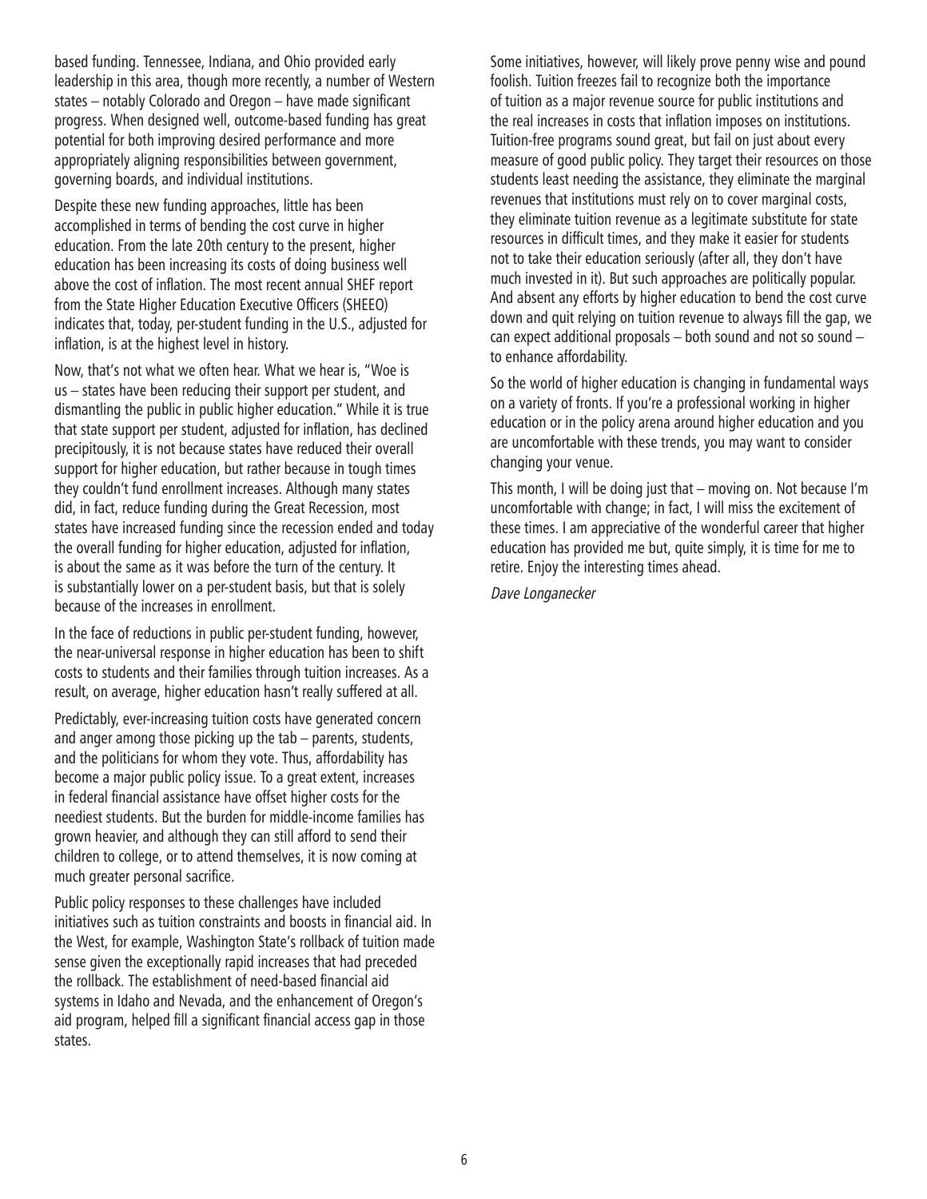based funding. Tennessee, Indiana, and Ohio provided early leadership in this area, though more recently, a number of Western states – notably Colorado and Oregon – have made significant progress. When designed well, outcome-based funding has great potential for both improving desired performance and more appropriately aligning responsibilities between government, governing boards, and individual institutions.

Despite these new funding approaches, little has been accomplished in terms of bending the cost curve in higher education. From the late 20th century to the present, higher education has been increasing its costs of doing business well above the cost of inflation. The most recent annual SHEF report from the State Higher Education Executive Officers (SHEEO) indicates that, today, per-student funding in the U.S., adjusted for inflation, is at the highest level in history.

Now, that's not what we often hear. What we hear is, "Woe is us – states have been reducing their support per student, and dismantling the public in public higher education." While it is true that state support per student, adjusted for inflation, has declined precipitously, it is not because states have reduced their overall support for higher education, but rather because in tough times they couldn't fund enrollment increases. Although many states did, in fact, reduce funding during the Great Recession, most states have increased funding since the recession ended and today the overall funding for higher education, adjusted for inflation, is about the same as it was before the turn of the century. It is substantially lower on a per-student basis, but that is solely because of the increases in enrollment.

In the face of reductions in public per-student funding, however, the near-universal response in higher education has been to shift costs to students and their families through tuition increases. As a result, on average, higher education hasn't really suffered at all.

Predictably, ever-increasing tuition costs have generated concern and anger among those picking up the tab – parents, students, and the politicians for whom they vote. Thus, affordability has become a major public policy issue. To a great extent, increases in federal financial assistance have offset higher costs for the neediest students. But the burden for middle-income families has grown heavier, and although they can still afford to send their children to college, or to attend themselves, it is now coming at much greater personal sacrifice.

Public policy responses to these challenges have included initiatives such as tuition constraints and boosts in financial aid. In the West, for example, Washington State's rollback of tuition made sense given the exceptionally rapid increases that had preceded the rollback. The establishment of need-based financial aid systems in Idaho and Nevada, and the enhancement of Oregon's aid program, helped fill a significant financial access gap in those states.

Some initiatives, however, will likely prove penny wise and pound foolish. Tuition freezes fail to recognize both the importance of tuition as a major revenue source for public institutions and the real increases in costs that inflation imposes on institutions. Tuition-free programs sound great, but fail on just about every measure of good public policy. They target their resources on those students least needing the assistance, they eliminate the marginal revenues that institutions must rely on to cover marginal costs, they eliminate tuition revenue as a legitimate substitute for state resources in difficult times, and they make it easier for students not to take their education seriously (after all, they don't have much invested in it). But such approaches are politically popular. And absent any efforts by higher education to bend the cost curve down and quit relying on tuition revenue to always fill the gap, we can expect additional proposals – both sound and not so sound – to enhance affordability.

So the world of higher education is changing in fundamental ways on a variety of fronts. If you're a professional working in higher education or in the policy arena around higher education and you are uncomfortable with these trends, you may want to consider changing your venue.

This month, I will be doing just that – moving on. Not because I'm uncomfortable with change; in fact, I will miss the excitement of these times. I am appreciative of the wonderful career that higher education has provided me but, quite simply, it is time for me to retire. Enjoy the interesting times ahead.

*Dave Longanecker*